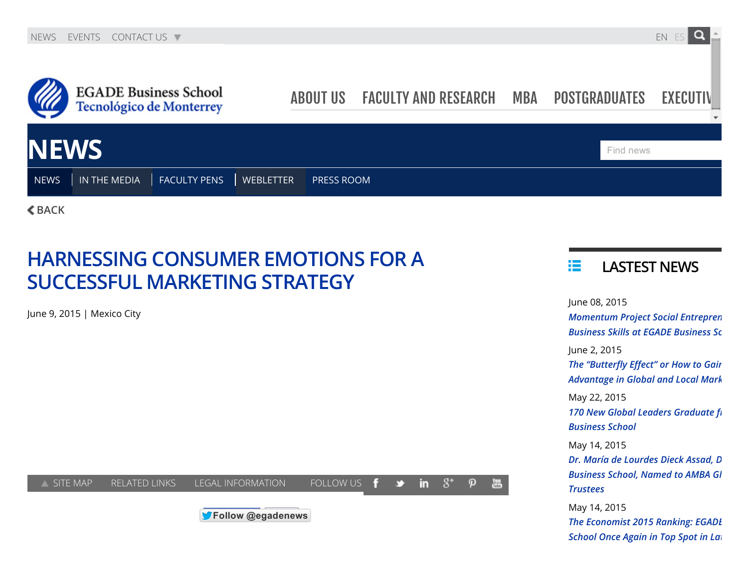NEWS EVENTS CONTACT US

EN ES

EGADE Business School
Tecnológico de Monterrey

ABOUT US FACULTY AND RESEARCH MBA POSTGRADUATES EXECUTIV

# NEWS

NEWS | IN THE MEDIA | FACULTY PENS | WEBLETTER | PRESS ROOM

BACK

## HARNESSING CONSUMER EMOTIONS FOR A SUCCESSFUL MARKETING STRATEGY

June 9, 2015 | Mexico City

SITE MAP RELATED LINKS LEGAL INFORMATION FOLLOW US

Follow @egadenews

### LASTEST NEWS

June 08, 2015

*Momentum Project Social Entrepren Business Skills at EGADE Business Sc*

June 2, 2015

*The “Butterfly Effect” or How to Gair Advantage in Global and Local Mark*

May 22, 2015

*170 New Global Leaders Graduate fi Business School*

May 14, 2015

*Dr. María de Lourdes Dieck Assad, D Business School, Named to AMBA Gl Trustees*

May 14, 2015

*The Economist 2015 Ranking: EGADE School Once Again in Top Spot in La*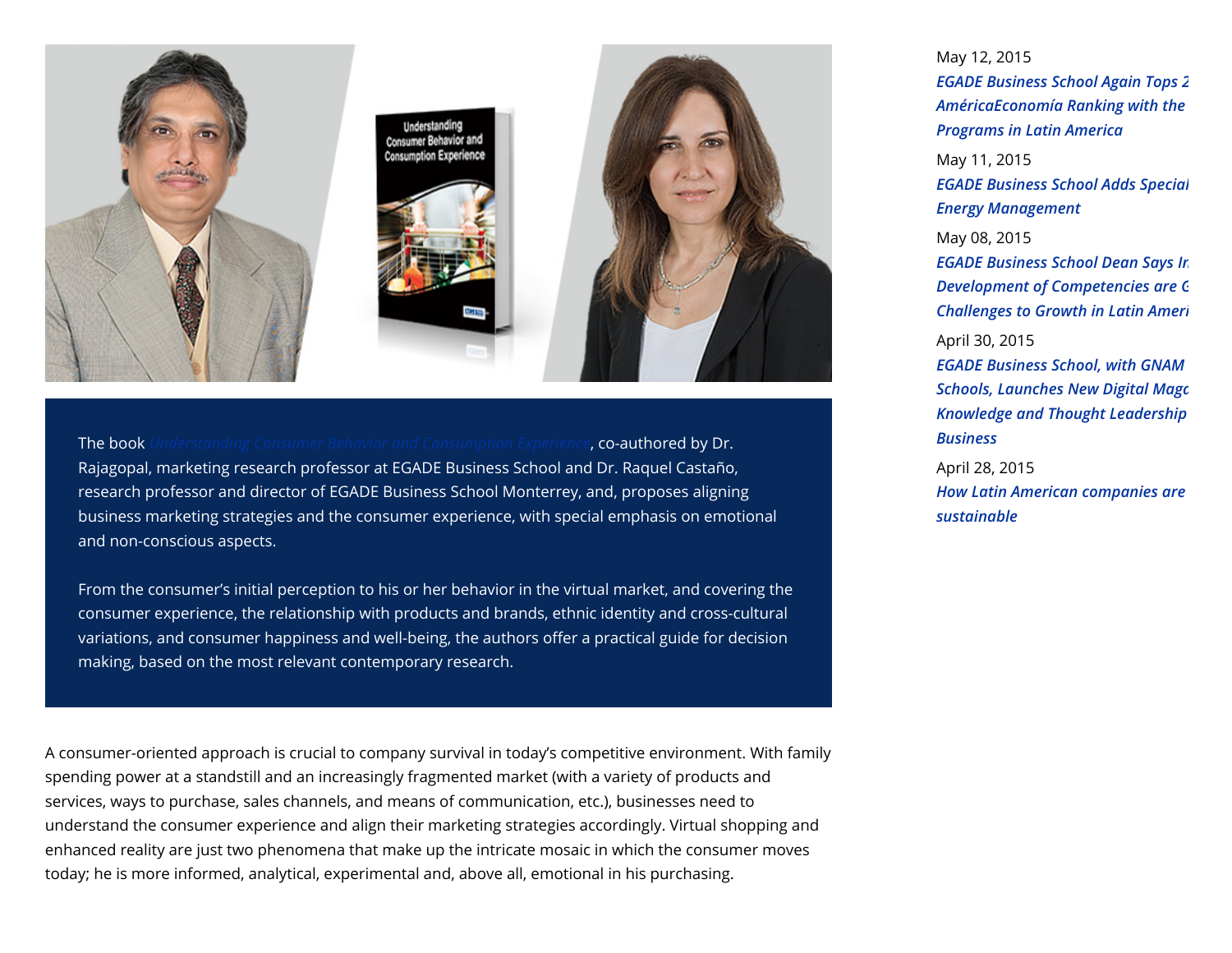The book *Understanding Consumer Behavior and Consumption Experience*, co-authored by Dr. Rajagopal, marketing research professor at EGADE Business School and Dr. Raquel Castaño, research professor and director of EGADE Business School Monterrey, and, proposes aligning business marketing strategies and the consumer experience, with special emphasis on emotional and non-conscious aspects.

From the consumer's initial perception to his or her behavior in the virtual market, and covering the consumer experience, the relationship with products and brands, ethnic identity and cross-cultural variations, and consumer happiness and well-being, the authors offer a practical guide for decision making, based on the most relevant contemporary research.

A consumer-oriented approach is crucial to company survival in today's competitive environment. With family spending power at a standstill and an increasingly fragmented market (with a variety of products and services, ways to purchase, sales channels, and means of communication, etc.), businesses need to understand the consumer experience and align their marketing strategies accordingly. Virtual shopping and enhanced reality are just two phenomena that make up the intricate mosaic in which the consumer moves today; he is more informed, analytical, experimental and, above all, emotional in his purchasing.

May 12, 2015
***EGADE Business School Again Tops 2 AméricaEconomía Ranking with the Programs in Latin America***

May 11, 2015
***EGADE Business School Adds Special Energy Management***

May 08, 2015
***EGADE Business School Dean Says In Development of Competencies are G Challenges to Growth in Latin Ameri***

April 30, 2015
***EGADE Business School, with GNAM Schools, Launches New Digital Maga Knowledge and Thought Leadership Business***

April 28, 2015
***How Latin American companies are sustainable***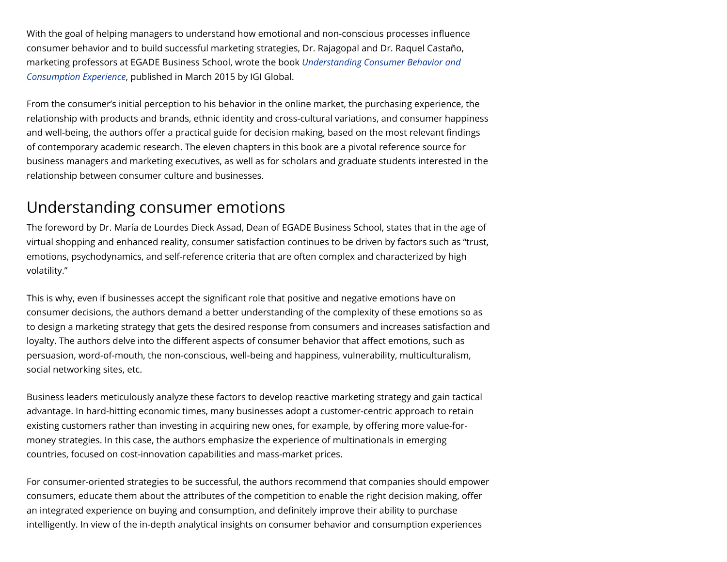With the goal of helping managers to understand how emotional and non-conscious processes influence consumer behavior and to build successful marketing strategies, Dr. Rajagopal and Dr. Raquel Castaño, marketing professors at EGADE Business School, wrote the book *Understanding Consumer Behavior and Consumption Experience*, published in March 2015 by IGI Global.

From the consumer's initial perception to his behavior in the online market, the purchasing experience, the relationship with products and brands, ethnic identity and cross-cultural variations, and consumer happiness and well-being, the authors offer a practical guide for decision making, based on the most relevant findings of contemporary academic research. The eleven chapters in this book are a pivotal reference source for business managers and marketing executives, as well as for scholars and graduate students interested in the relationship between consumer culture and businesses.

## Understanding consumer emotions

The foreword by Dr. María de Lourdes Dieck Assad, Dean of EGADE Business School, states that in the age of virtual shopping and enhanced reality, consumer satisfaction continues to be driven by factors such as "trust, emotions, psychodynamics, and self-reference criteria that are often complex and characterized by high volatility."

This is why, even if businesses accept the significant role that positive and negative emotions have on consumer decisions, the authors demand a better understanding of the complexity of these emotions so as to design a marketing strategy that gets the desired response from consumers and increases satisfaction and loyalty. The authors delve into the different aspects of consumer behavior that affect emotions, such as persuasion, word-of-mouth, the non-conscious, well-being and happiness, vulnerability, multiculturalism, social networking sites, etc.

Business leaders meticulously analyze these factors to develop reactive marketing strategy and gain tactical advantage. In hard-hitting economic times, many businesses adopt a customer-centric approach to retain existing customers rather than investing in acquiring new ones, for example, by offering more value-for-money strategies. In this case, the authors emphasize the experience of multinationals in emerging countries, focused on cost-innovation capabilities and mass-market prices.

For consumer-oriented strategies to be successful, the authors recommend that companies should empower consumers, educate them about the attributes of the competition to enable the right decision making, offer an integrated experience on buying and consumption, and definitely improve their ability to purchase intelligently. In view of the in-depth analytical insights on consumer behavior and consumption experiences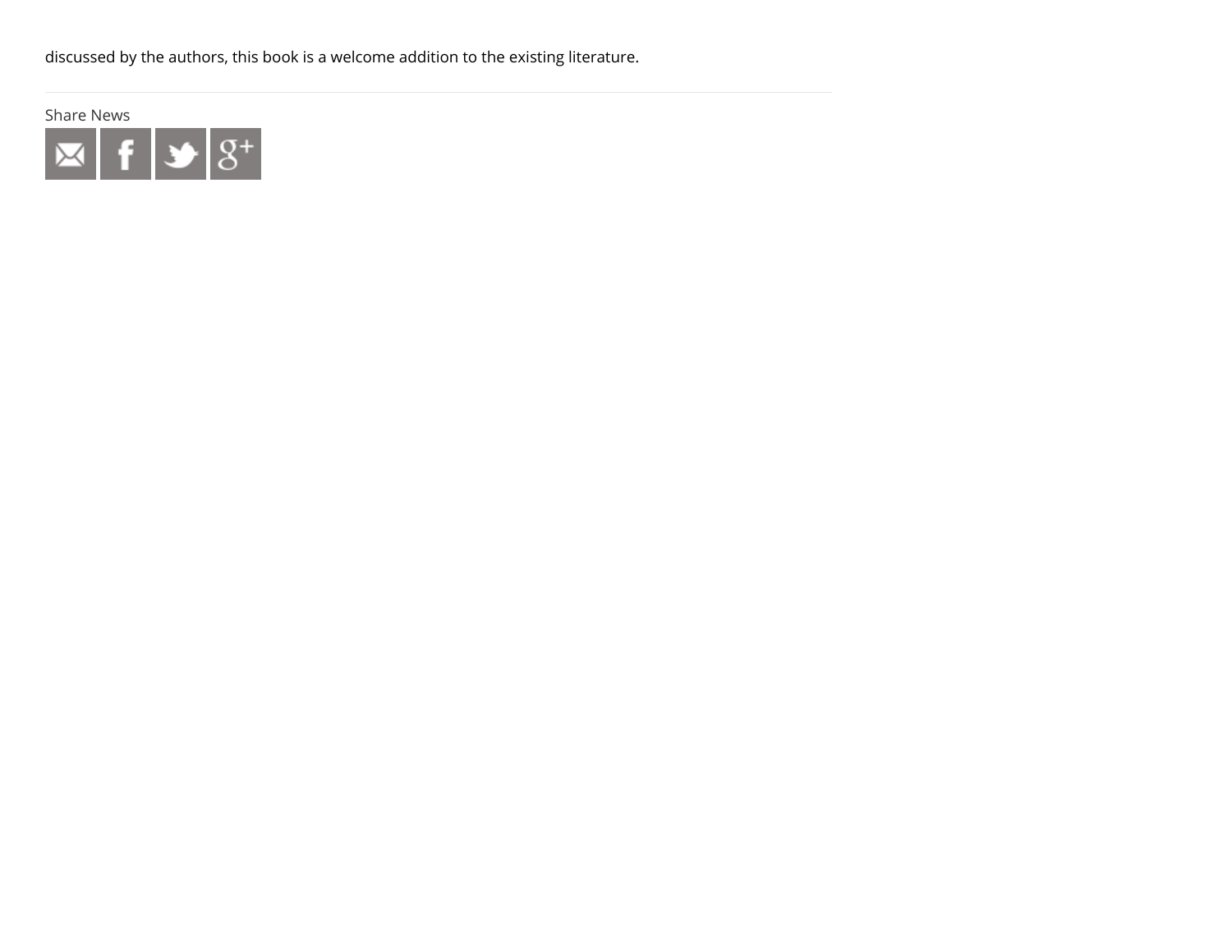discussed by the authors, this book is a welcome addition to the existing literature.

---

Share News